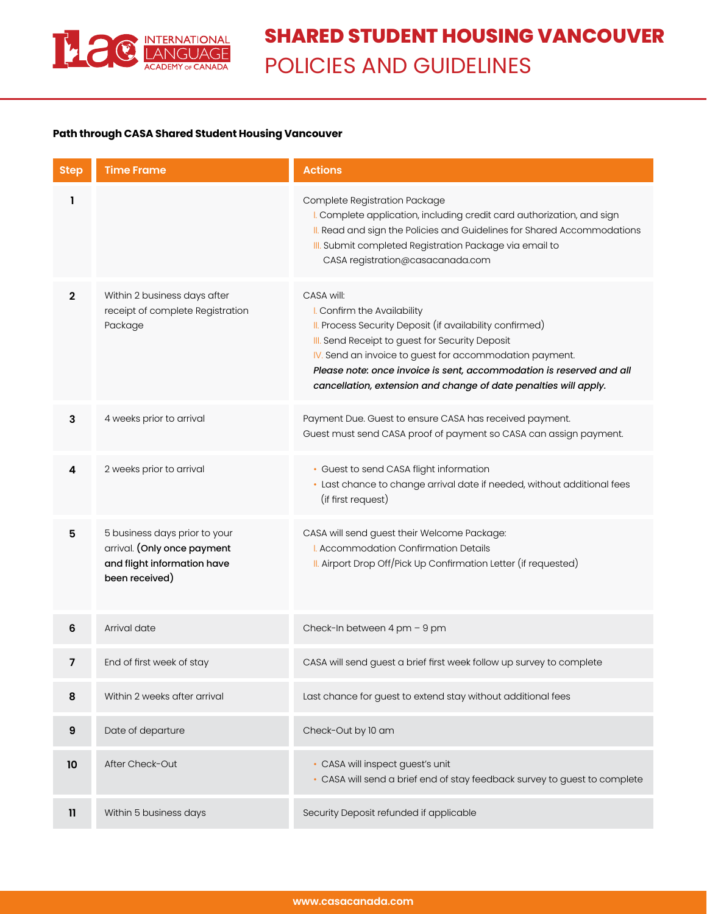# SHARED STUDENT HOUSING VANCOUVER

## POLICIES AND GUIDELINES

**Path through CASA Shared Student Housing Vancouver**

| Step | Time Frame | Actions |
| --- | --- | --- |
| 1 | | Complete Registration Package<br>I. Complete application, including credit card authorization, and sign<br>II. Read and sign the Policies and Guidelines for Shared Accommodations<br>III. Submit completed Registration Package via email to CASA registration@casacanada.com |
| 2 | Within 2 business days after receipt of complete Registration Package | CASA will:<br>I. Confirm the Availability<br>II. Process Security Deposit (if availability confirmed)<br>III. Send Receipt to guest for Security Deposit<br>IV. Send an invoice to guest for accommodation payment.<br>***Please note: once invoice is sent, accommodation is reserved and all cancellation, extension and change of date penalties will apply.*** |
| 3 | 4 weeks prior to arrival | Payment Due. Guest to ensure CASA has received payment.<br>Guest must send CASA proof of payment so CASA can assign payment. |
| 4 | 2 weeks prior to arrival | • Guest to send CASA flight information<br>• Last chance to change arrival date if needed, without additional fees (if first request) |
| 5 | 5 business days prior to your arrival. **(Only once payment and flight information have been received)** | CASA will send guest their Welcome Package:<br>I. Accommodation Confirmation Details<br>II. Airport Drop Off/Pick Up Confirmation Letter (if requested) |
| 6 | Arrival date | Check-In between 4 pm – 9 pm |
| 7 | End of first week of stay | CASA will send guest a brief first week follow up survey to complete |
| 8 | Within 2 weeks after arrival | Last chance for guest to extend stay without additional fees |
| 9 | Date of departure | Check-Out by 10 am |
| 10 | After Check-Out | • CASA will inspect guest's unit<br>• CASA will send a brief end of stay feedback survey to guest to complete |
| 11 | Within 5 business days | Security Deposit refunded if applicable |

www.casacanada.com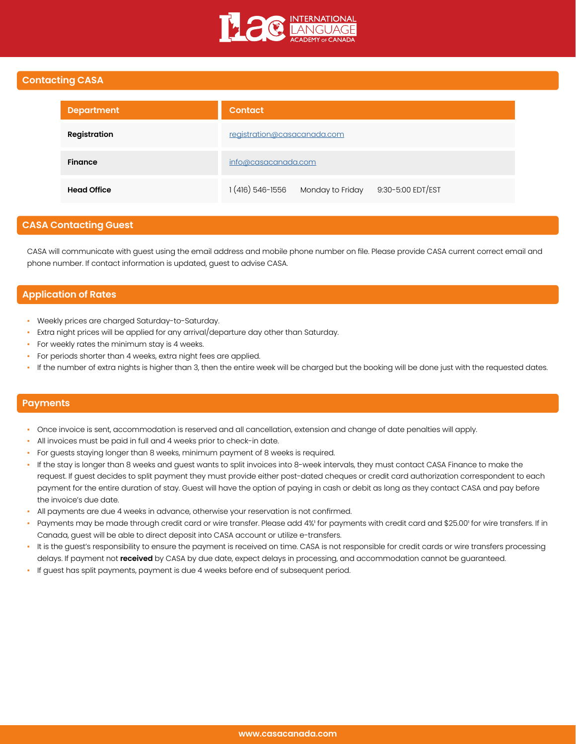## Contacting CASA

| Department | Contact |
| --- | --- |
| **Registration** | registration@casacanada.com |
| **Finance** | info@casacanada.com |
| **Head Office** | 1 (416) 546-1556 Monday to Friday 9:30-5:00 EDT/EST |

## CASA Contacting Guest

CASA will communicate with guest using the email address and mobile phone number on file. Please provide CASA current correct email and phone number. If contact information is updated, guest to advise CASA.

## Application of Rates

- Weekly prices are charged Saturday-to-Saturday.
- Extra night prices will be applied for any arrival/departure day other than Saturday.
- For weekly rates the minimum stay is 4 weeks.
- For periods shorter than 4 weeks, extra night fees are applied.
- If the number of extra nights is higher than 3, then the entire week will be charged but the booking will be done just with the requested dates.

## Payments

- Once invoice is sent, accommodation is reserved and all cancellation, extension and change of date penalties will apply.
- All invoices must be paid in full and 4 weeks prior to check-in date.
- For guests staying longer than 8 weeks, minimum payment of 8 weeks is required.
- If the stay is longer than 8 weeks and guest wants to split invoices into 8-week intervals, they must contact CASA Finance to make the request. If guest decides to split payment they must provide either post-dated cheques or credit card authorization correspondent to each payment for the entire duration of stay. Guest will have the option of paying in cash or debit as long as they contact CASA and pay before the invoice's due date.
- All payments are due 4 weeks in advance, otherwise your reservation is not confirmed.
- Payments may be made through credit card or wire transfer. Please add 4%[1] for payments with credit card and $25.00[1] for wire transfers. If in Canada, guest will be able to direct deposit into CASA account or utilize e-transfers.
- It is the guest's responsibility to ensure the payment is received on time. CASA is not responsible for credit cards or wire transfers processing delays. If payment not **received** by CASA by due date, expect delays in processing, and accommodation cannot be guaranteed.
- If guest has split payments, payment is due 4 weeks before end of subsequent period.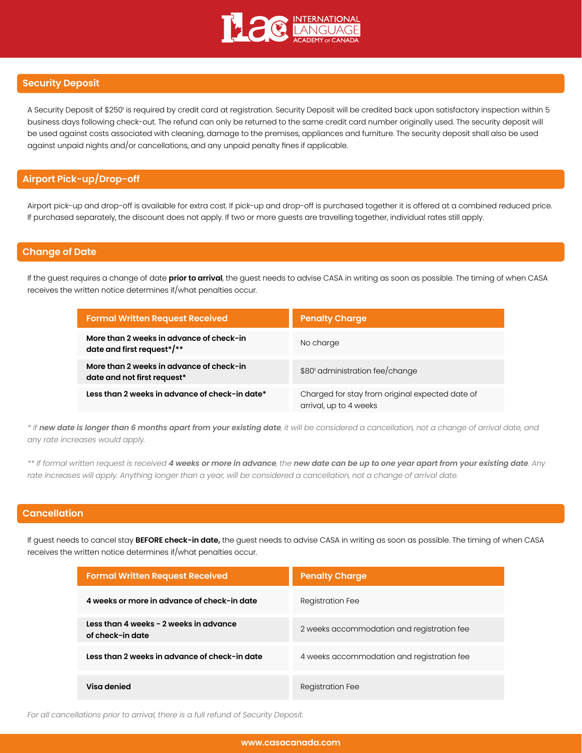## Security Deposit

A Security Deposit of $250[1] is required by credit card at registration. Security Deposit will be credited back upon satisfactory inspection within 5 business days following check-out. The refund can only be returned to the same credit card number originally used. The security deposit will be used against costs associated with cleaning, damage to the premises, appliances and furniture. The security deposit shall also be used against unpaid nights and/or cancellations, and any unpaid penalty fines if applicable.

## Airport Pick-up/Drop-off

Airport pick-up and drop-off is available for extra cost. If pick-up and drop-off is purchased together it is offered at a combined reduced price. If purchased separately, the discount does not apply. If two or more guests are travelling together, individual rates still apply.

## Change of Date

If the guest requires a change of date **prior to arrival**, the guest needs to advise CASA in writing as soon as possible. The timing of when CASA receives the written notice determines if/what penalties occur.

| Formal Written Request Received | Penalty Charge |
|---|---|
| **More than 2 weeks in advance of check-in date and first request*/**** | No charge |
| **More than 2 weeks in advance of check-in date and not first request*** | $80[1] administration fee/change |
| **Less than 2 weeks in advance of check-in date*** | Charged for stay from original expected date of arrival, up to 4 weeks |

*\* If **new date is longer than 6 months apart from your existing date**, it will be considered a cancellation, not a change of arrival date, and any rate increases would apply.*

*\*\* If formal written request is received **4 weeks or more in advance**, the **new date can be up to one year apart from your existing date**. Any rate increases will apply. Anything longer than a year, will be considered a cancellation, not a change of arrival date.*

## Cancellation

If guest needs to cancel stay **BEFORE check-in date,** the guest needs to advise CASA in writing as soon as possible. The timing of when CASA receives the written notice determines if/what penalties occur.

| Formal Written Request Received | Penalty Charge |
|---|---|
| **4 weeks or more in advance of check-in date** | Registration Fee |
| **Less than 4 weeks - 2 weeks in advance of check-in date** | 2 weeks accommodation and registration fee |
| **Less than 2 weeks in advance of check-in date** | 4 weeks accommodation and registration fee |
| **Visa denied** | Registration Fee |

*For all cancellations prior to arrival, there is a full refund of Security Deposit.*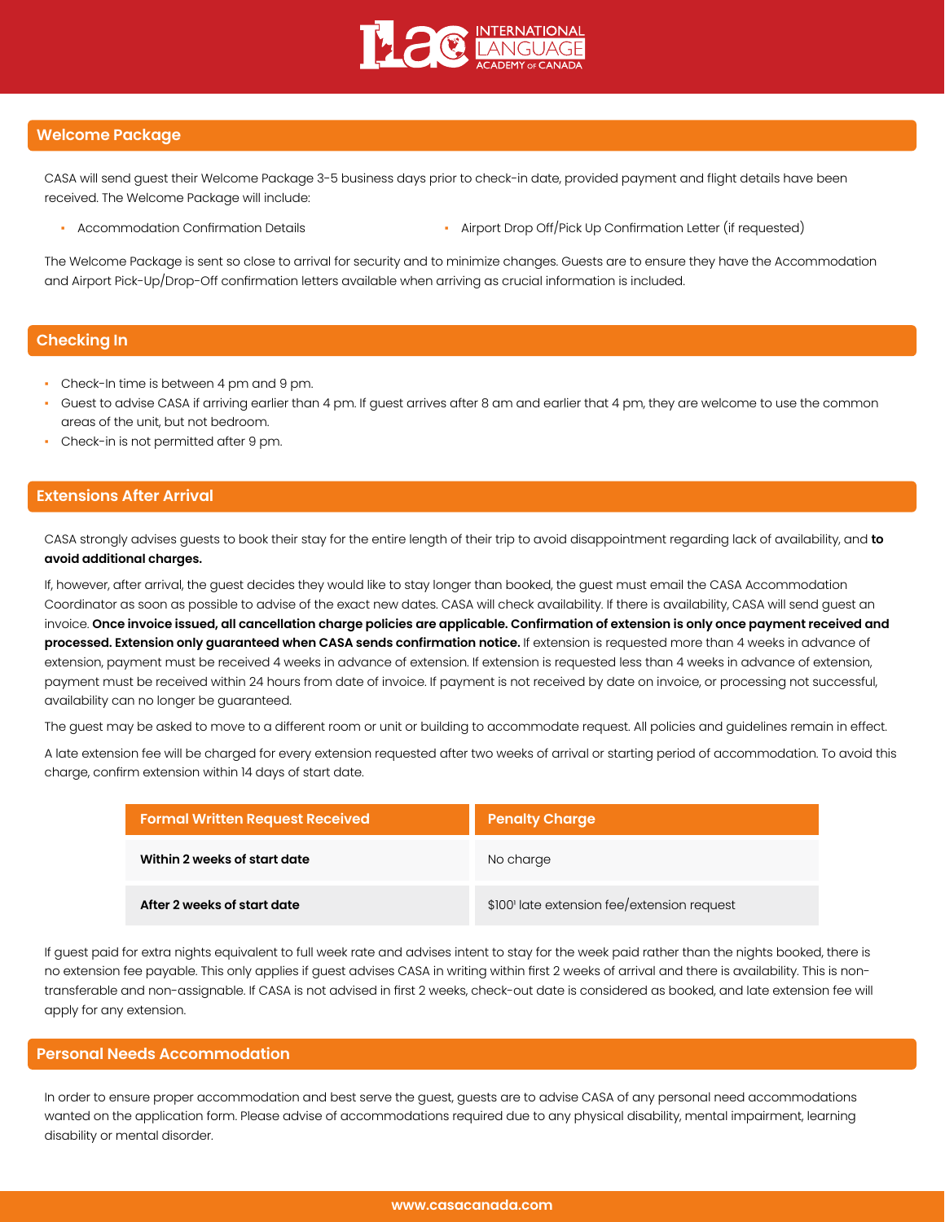## Welcome Package

CASA will send guest their Welcome Package 3-5 business days prior to check-in date, provided payment and flight details have been received. The Welcome Package will include:

- Accommodation Confirmation Details
- Airport Drop Off/Pick Up Confirmation Letter (if requested)

The Welcome Package is sent so close to arrival for security and to minimize changes. Guests are to ensure they have the Accommodation and Airport Pick-Up/Drop-Off confirmation letters available when arriving as crucial information is included.

## Checking In

- Check-In time is between 4 pm and 9 pm.
- Guest to advise CASA if arriving earlier than 4 pm. If guest arrives after 8 am and earlier that 4 pm, they are welcome to use the common areas of the unit, but not bedroom.
- Check-in is not permitted after 9 pm.

## Extensions After Arrival

CASA strongly advises guests to book their stay for the entire length of their trip to avoid disappointment regarding lack of availability, and **to avoid additional charges.**

If, however, after arrival, the guest decides they would like to stay longer than booked, the guest must email the CASA Accommodation Coordinator as soon as possible to advise of the exact new dates. CASA will check availability. If there is availability, CASA will send guest an invoice. **Once invoice issued, all cancellation charge policies are applicable. Confirmation of extension is only once payment received and processed. Extension only guaranteed when CASA sends confirmation notice.** If extension is requested more than 4 weeks in advance of extension, payment must be received 4 weeks in advance of extension. If extension is requested less than 4 weeks in advance of extension, payment must be received within 24 hours from date of invoice. If payment is not received by date on invoice, or processing not successful, availability can no longer be guaranteed.

The guest may be asked to move to a different room or unit or building to accommodate request. All policies and guidelines remain in effect.

A late extension fee will be charged for every extension requested after two weeks of arrival or starting period of accommodation. To avoid this charge, confirm extension within 14 days of start date.

| Formal Written Request Received | Penalty Charge |
|---|---|
| **Within 2 weeks of start date** | No charge |
| **After 2 weeks of start date** | $100[1] late extension fee/extension request |

If guest paid for extra nights equivalent to full week rate and advises intent to stay for the week paid rather than the nights booked, there is no extension fee payable. This only applies if guest advises CASA in writing within first 2 weeks of arrival and there is availability. This is non-transferable and non-assignable. If CASA is not advised in first 2 weeks, check-out date is considered as booked, and late extension fee will apply for any extension.

## Personal Needs Accommodation

In order to ensure proper accommodation and best serve the guest, guests are to advise CASA of any personal need accommodations wanted on the application form. Please advise of accommodations required due to any physical disability, mental impairment, learning disability or mental disorder.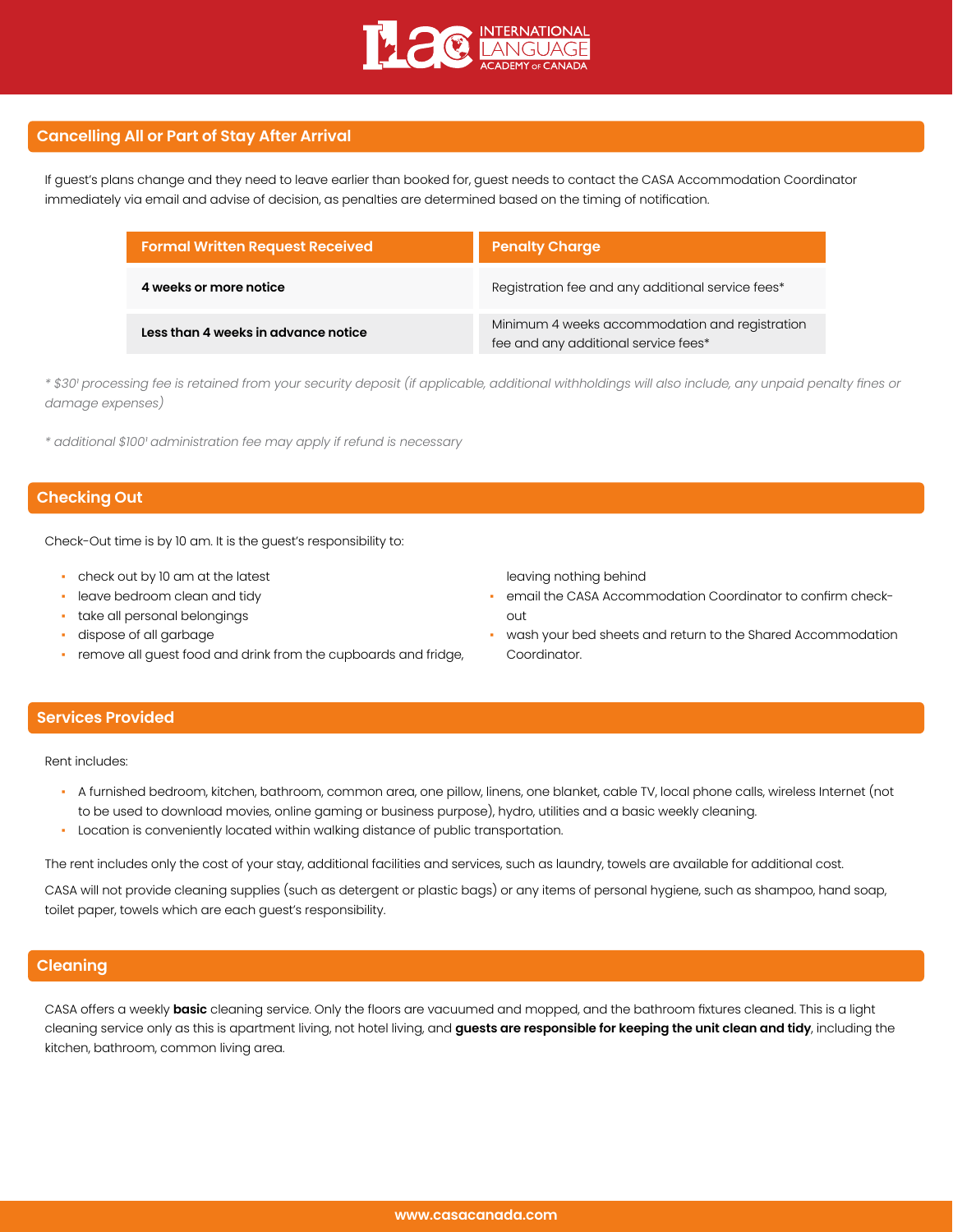## Cancelling All or Part of Stay After Arrival

If guest's plans change and they need to leave earlier than booked for, guest needs to contact the CASA Accommodation Coordinator immediately via email and advise of decision, as penalties are determined based on the timing of notification.

| Formal Written Request Received | Penalty Charge |
| --- | --- |
| **4 weeks or more notice** | Registration fee and any additional service fees* |
| **Less than 4 weeks in advance notice** | Minimum 4 weeks accommodation and registration fee and any additional service fees* |

*\* $30[1] processing fee is retained from your security deposit (if applicable, additional withholdings will also include, any unpaid penalty fines or damage expenses)*

*\* additional $100[1] administration fee may apply if refund is necessary*

## Checking Out

Check-Out time is by 10 am. It is the guest's responsibility to:

- check out by 10 am at the latest
- leave bedroom clean and tidy
- take all personal belongings
- dispose of all garbage
- remove all guest food and drink from the cupboards and fridge, leaving nothing behind
- email the CASA Accommodation Coordinator to confirm check-out
- wash your bed sheets and return to the Shared Accommodation Coordinator.

## Services Provided

Rent includes:

- A furnished bedroom, kitchen, bathroom, common area, one pillow, linens, one blanket, cable TV, local phone calls, wireless Internet (not to be used to download movies, online gaming or business purpose), hydro, utilities and a basic weekly cleaning.
- Location is conveniently located within walking distance of public transportation.

The rent includes only the cost of your stay, additional facilities and services, such as laundry, towels are available for additional cost.

CASA will not provide cleaning supplies (such as detergent or plastic bags) or any items of personal hygiene, such as shampoo, hand soap, toilet paper, towels which are each guest's responsibility.

## Cleaning

CASA offers a weekly **basic** cleaning service. Only the floors are vacuumed and mopped, and the bathroom fixtures cleaned. This is a light cleaning service only as this is apartment living, not hotel living, and **guests are responsible for keeping the unit clean and tidy**, including the kitchen, bathroom, common living area.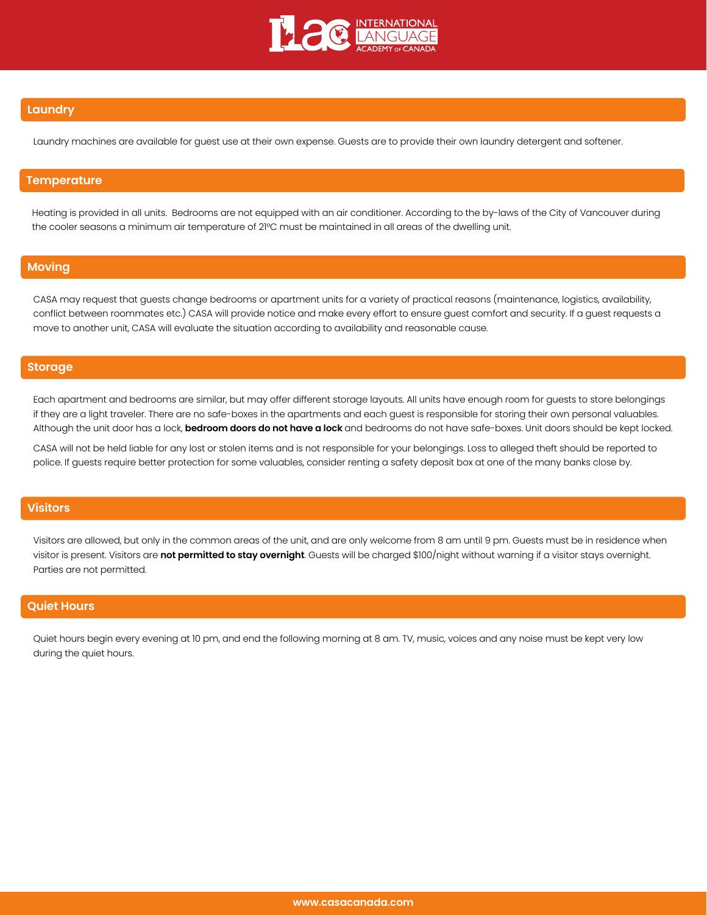## Laundry

Laundry machines are available for guest use at their own expense. Guests are to provide their own laundry detergent and softener.

## Temperature

Heating is provided in all units. Bedrooms are not equipped with an air conditioner. According to the by-laws of the City of Vancouver during the cooler seasons a minimum air temperature of 21ºC must be maintained in all areas of the dwelling unit.

## Moving

CASA may request that guests change bedrooms or apartment units for a variety of practical reasons (maintenance, logistics, availability, conflict between roommates etc.) CASA will provide notice and make every effort to ensure guest comfort and security. If a guest requests a move to another unit, CASA will evaluate the situation according to availability and reasonable cause.

## Storage

Each apartment and bedrooms are similar, but may offer different storage layouts. All units have enough room for guests to store belongings if they are a light traveler. There are no safe-boxes in the apartments and each guest is responsible for storing their own personal valuables. Although the unit door has a lock, **bedroom doors do not have a lock** and bedrooms do not have safe-boxes. Unit doors should be kept locked.

CASA will not be held liable for any lost or stolen items and is not responsible for your belongings. Loss to alleged theft should be reported to police. If guests require better protection for some valuables, consider renting a safety deposit box at one of the many banks close by.

## Visitors

Visitors are allowed, but only in the common areas of the unit, and are only welcome from 8 am until 9 pm. Guests must be in residence when visitor is present. Visitors are **not permitted to stay overnight**. Guests will be charged $100/night without warning if a visitor stays overnight. Parties are not permitted.

## Quiet Hours

Quiet hours begin every evening at 10 pm, and end the following morning at 8 am. TV, music, voices and any noise must be kept very low during the quiet hours.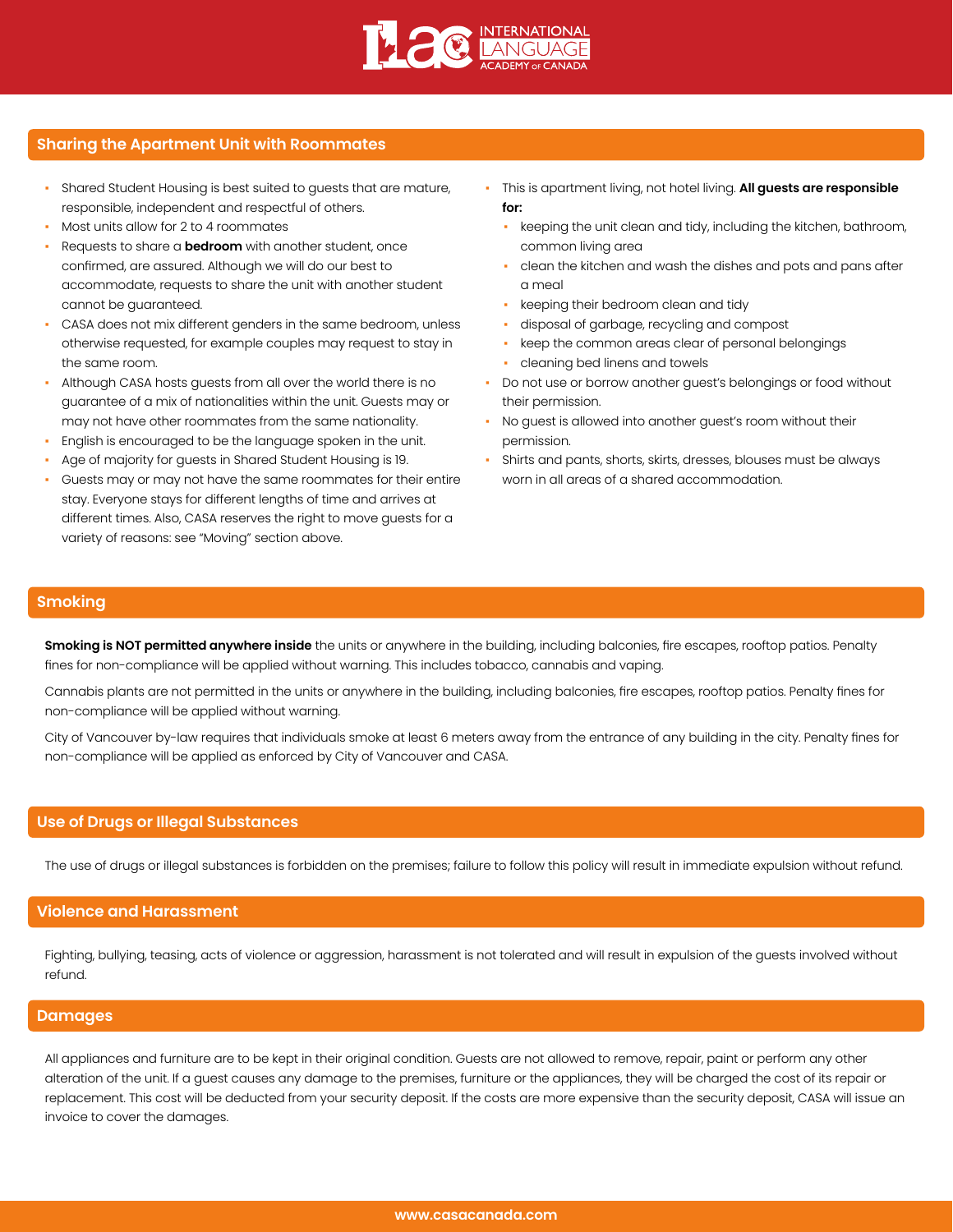## Sharing the Apartment Unit with Roommates

- Shared Student Housing is best suited to guests that are mature, responsible, independent and respectful of others.
- Most units allow for 2 to 4 roommates
- Requests to share a **bedroom** with another student, once confirmed, are assured. Although we will do our best to accommodate, requests to share the unit with another student cannot be guaranteed.
- CASA does not mix different genders in the same bedroom, unless otherwise requested, for example couples may request to stay in the same room.
- Although CASA hosts guests from all over the world there is no guarantee of a mix of nationalities within the unit. Guests may or may not have other roommates from the same nationality.
- English is encouraged to be the language spoken in the unit.
- Age of majority for guests in Shared Student Housing is 19.
- Guests may or may not have the same roommates for their entire stay. Everyone stays for different lengths of time and arrives at different times. Also, CASA reserves the right to move guests for a variety of reasons: see "Moving" section above.
- This is apartment living, not hotel living. **All guests are responsible for:**
  - keeping the unit clean and tidy, including the kitchen, bathroom, common living area
  - clean the kitchen and wash the dishes and pots and pans after a meal
  - keeping their bedroom clean and tidy
  - disposal of garbage, recycling and compost
  - keep the common areas clear of personal belongings
  - cleaning bed linens and towels
- Do not use or borrow another guest's belongings or food without their permission.
- No guest is allowed into another guest's room without their permission.
- Shirts and pants, shorts, skirts, dresses, blouses must be always worn in all areas of a shared accommodation.

## Smoking

**Smoking is NOT permitted anywhere inside** the units or anywhere in the building, including balconies, fire escapes, rooftop patios. Penalty fines for non-compliance will be applied without warning. This includes tobacco, cannabis and vaping.

Cannabis plants are not permitted in the units or anywhere in the building, including balconies, fire escapes, rooftop patios. Penalty fines for non-compliance will be applied without warning.

City of Vancouver by-law requires that individuals smoke at least 6 meters away from the entrance of any building in the city. Penalty fines for non-compliance will be applied as enforced by City of Vancouver and CASA.

## Use of Drugs or Illegal Substances

The use of drugs or illegal substances is forbidden on the premises; failure to follow this policy will result in immediate expulsion without refund.

## Violence and Harassment

Fighting, bullying, teasing, acts of violence or aggression, harassment is not tolerated and will result in expulsion of the guests involved without refund.

## Damages

All appliances and furniture are to be kept in their original condition. Guests are not allowed to remove, repair, paint or perform any other alteration of the unit. If a guest causes any damage to the premises, furniture or the appliances, they will be charged the cost of its repair or replacement. This cost will be deducted from your security deposit. If the costs are more expensive than the security deposit, CASA will issue an invoice to cover the damages.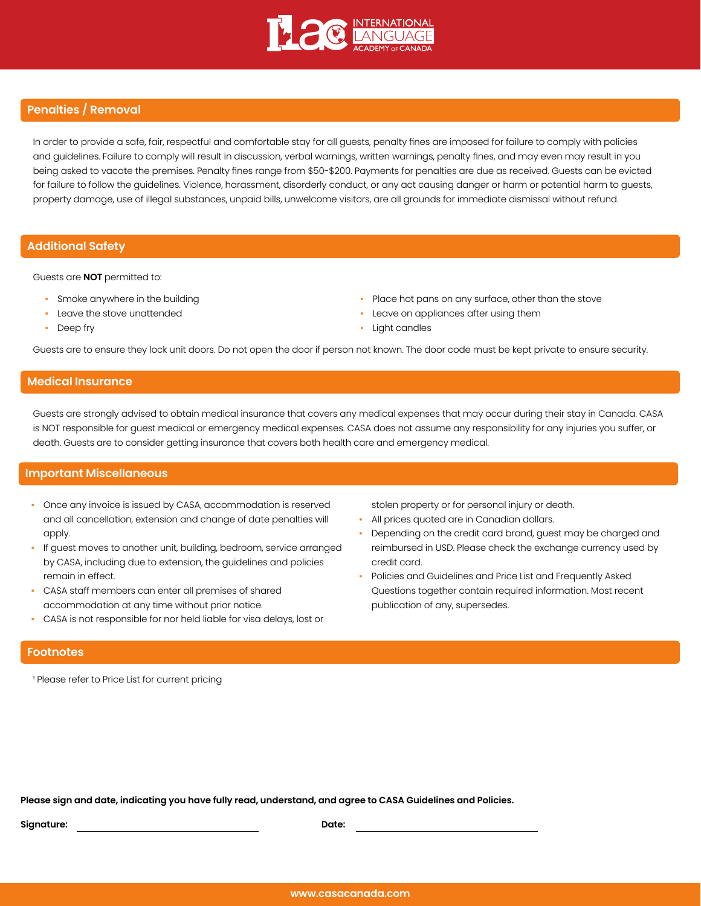## Penalties / Removal

In order to provide a safe, fair, respectful and comfortable stay for all guests, penalty fines are imposed for failure to comply with policies and guidelines. Failure to comply will result in discussion, verbal warnings, written warnings, penalty fines, and may even may result in you being asked to vacate the premises. Penalty fines range from $50-$200. Payments for penalties are due as received. Guests can be evicted for failure to follow the guidelines. Violence, harassment, disorderly conduct, or any act causing danger or harm or potential harm to guests, property damage, use of illegal substances, unpaid bills, unwelcome visitors, are all grounds for immediate dismissal without refund.

## Additional Safety

Guests are **NOT** permitted to:

- Smoke anywhere in the building
- Leave the stove unattended
- Deep fry
- Place hot pans on any surface, other than the stove
- Leave on appliances after using them
- Light candles

Guests are to ensure they lock unit doors. Do not open the door if person not known. The door code must be kept private to ensure security.

## Medical Insurance

Guests are strongly advised to obtain medical insurance that covers any medical expenses that may occur during their stay in Canada. CASA is NOT responsible for guest medical or emergency medical expenses. CASA does not assume any responsibility for any injuries you suffer, or death. Guests are to consider getting insurance that covers both health care and emergency medical.

## Important Miscellaneous

- Once any invoice is issued by CASA, accommodation is reserved and all cancellation, extension and change of date penalties will apply.
- If guest moves to another unit, building, bedroom, service arranged by CASA, including due to extension, the guidelines and policies remain in effect.
- CASA staff members can enter all premises of shared accommodation at any time without prior notice.
- CASA is not responsible for nor held liable for visa delays, lost or stolen property or for personal injury or death.
- All prices quoted are in Canadian dollars.
- Depending on the credit card brand, guest may be charged and reimbursed in USD. Please check the exchange currency used by credit card.
- Policies and Guidelines and Price List and Frequently Asked Questions together contain required information. Most recent publication of any, supersedes.

## Footnotes

[1] Please refer to Price List for current pricing

**Please sign and date, indicating you have fully read, understand, and agree to CASA Guidelines and Policies.**

**Signature:** ______________________ **Date:** ______________________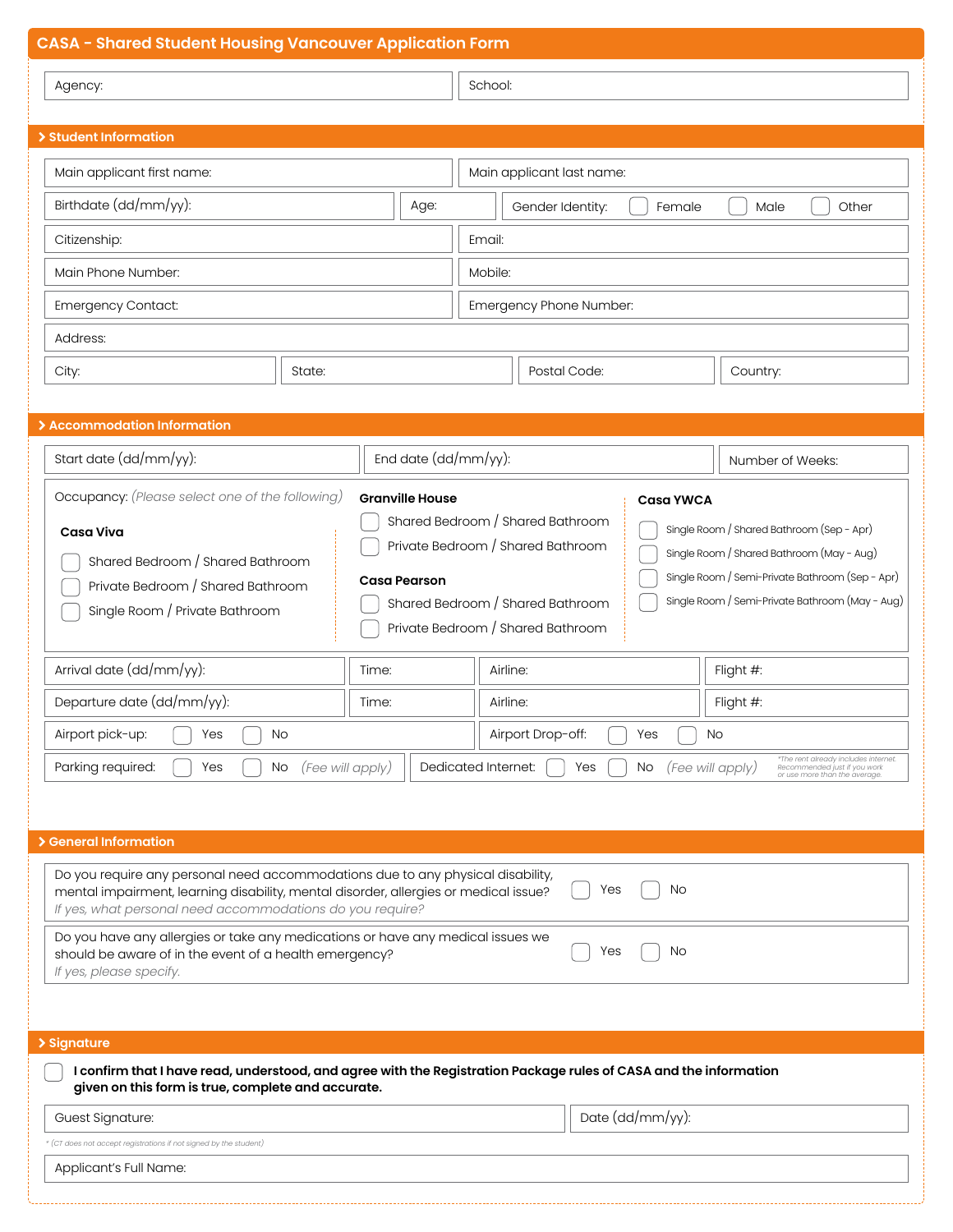# CASA - Shared Student Housing Vancouver Application Form

Agency:

School:

## Student Information

Main applicant first name:

Main applicant last name:

Birthdate (dd/mm/yy):

Age:

Gender Identity: ☐ Female ☐ Male ☐ Other

Citizenship:

Email:

Main Phone Number:

Mobile:

Emergency Contact:

Emergency Phone Number:

Address:

City:

State:

Postal Code:

Country:

## Accommodation Information

Start date (dd/mm/yy):

End date (dd/mm/yy):

Number of Weeks:

Occupancy: *(Please select one of the following)*

**Casa Viva**

- ☐ Shared Bedroom / Shared Bathroom
- ☐ Private Bedroom / Shared Bathroom
- ☐ Single Room / Private Bathroom

**Granville House**

- ☐ Shared Bedroom / Shared Bathroom
- ☐ Private Bedroom / Shared Bathroom

**Casa Pearson**

- ☐ Shared Bedroom / Shared Bathroom
- ☐ Private Bedroom / Shared Bathroom

**Casa YWCA**

- ☐ Single Room / Shared Bathroom (Sep - Apr)
- ☐ Single Room / Shared Bathroom (May - Aug)
- ☐ Single Room / Semi-Private Bathroom (Sep - Apr)
- ☐ Single Room / Semi-Private Bathroom (May - Aug)

Arrival date (dd/mm/yy):

Time:

Airline:

Flight #:

Departure date (dd/mm/yy):

Time:

Airline:

Flight #:

Airport pick-up: ☐ Yes ☐ No

Airport Drop-off: ☐ Yes ☐ No

Parking required: ☐ Yes ☐ No *(Fee will apply)*

Dedicated Internet: ☐ Yes ☐ No *(Fee will apply)*

*The rent already includes internet. Recommended just if you work or use more than the average.

## General Information

Do you require any personal need accommodations due to any physical disability, mental impairment, learning disability, mental disorder, allergies or medical issue? ☐ Yes ☐ No

*If yes, what personal need accommodations do you require?*

Do you have any allergies or take any medications or have any medical issues we should be aware of in the event of a health emergency? ☐ Yes ☐ No

*If yes, please specify.*

## Signature

☐ **I confirm that I have read, understood, and agree with the Registration Package rules of CASA and the information given on this form is true, complete and accurate.**

Guest Signature:

Date (dd/mm/yy):

* (CT does not accept registrations if not signed by the student)

Applicant's Full Name: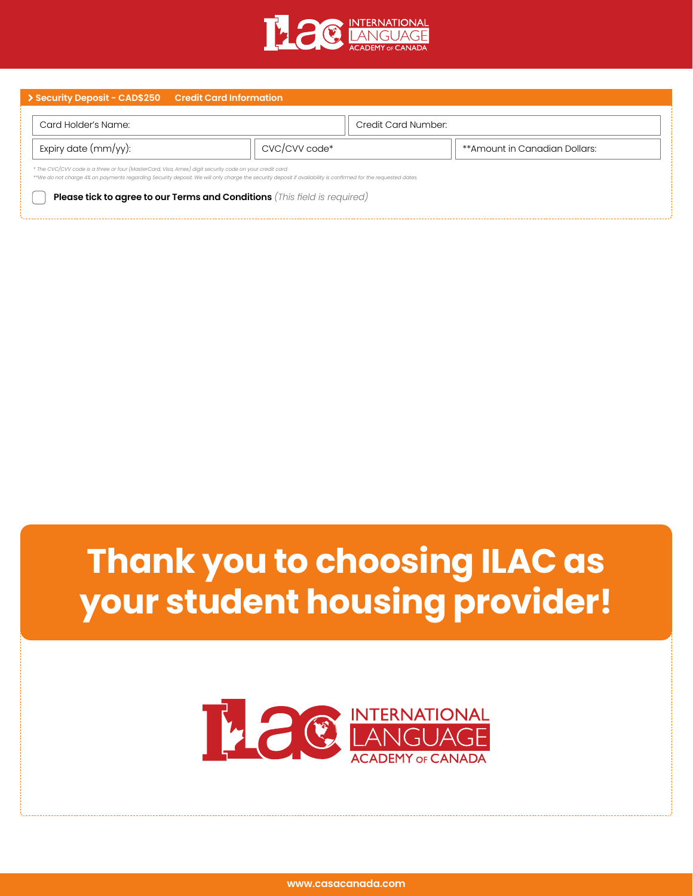## Security Deposit - CAD$250 Credit Card Information

| | |
|---|---|
| Card Holder's Name: | Credit Card Number: |

| | | |
|---|---|---|
| Expiry date (mm/yy): | CVC/CVV code* | **Amount in Canadian Dollars: |

*\* The CVC/CVV code is a three or four (MasterCard, Visa, Amex) digit security code on your credit card.*
*\*\*We do not charge 4% on payments regarding Security deposit. We will only charge the security deposit if availability is confirmed for the requested dates.*

☐ **Please tick to agree to our Terms and Conditions** *(This field is required)*

# Thank you to choosing ILAC as your student housing provider!

ILAC INTERNATIONAL LANGUAGE ACADEMY OF CANADA

www.casacanada.com